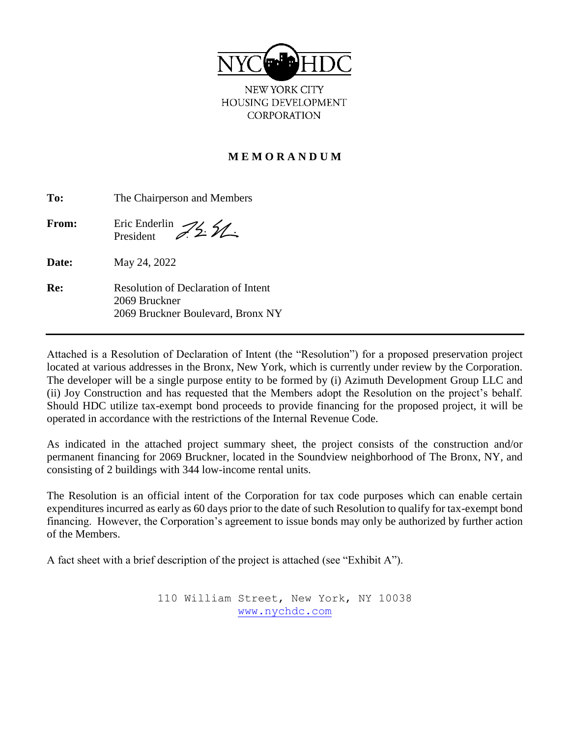NYC HDC

NEW YORK CITY
HOUSING DEVELOPMENT
CORPORATION

## MEMORANDUM

**To:** The Chairperson and Members

**From:** Eric Enderlin
President

**Date:** May 24, 2022

**Re:** Resolution of Declaration of Intent
2069 Bruckner
2069 Bruckner Boulevard, Bronx NY

---

Attached is a Resolution of Declaration of Intent (the "Resolution") for a proposed preservation project located at various addresses in the Bronx, New York, which is currently under review by the Corporation. The developer will be a single purpose entity to be formed by (i) Azimuth Development Group LLC and (ii) Joy Construction and has requested that the Members adopt the Resolution on the project's behalf. Should HDC utilize tax-exempt bond proceeds to provide financing for the proposed project, it will be operated in accordance with the restrictions of the Internal Revenue Code.

As indicated in the attached project summary sheet, the project consists of the construction and/or permanent financing for 2069 Bruckner, located in the Soundview neighborhood of The Bronx, NY, and consisting of 2 buildings with 344 low-income rental units.

The Resolution is an official intent of the Corporation for tax code purposes which can enable certain expenditures incurred as early as 60 days prior to the date of such Resolution to qualify for tax-exempt bond financing. However, the Corporation's agreement to issue bonds may only be authorized by further action of the Members.

A fact sheet with a brief description of the project is attached (see "Exhibit A").

110 William Street, New York, NY 10038
www.nychdc.com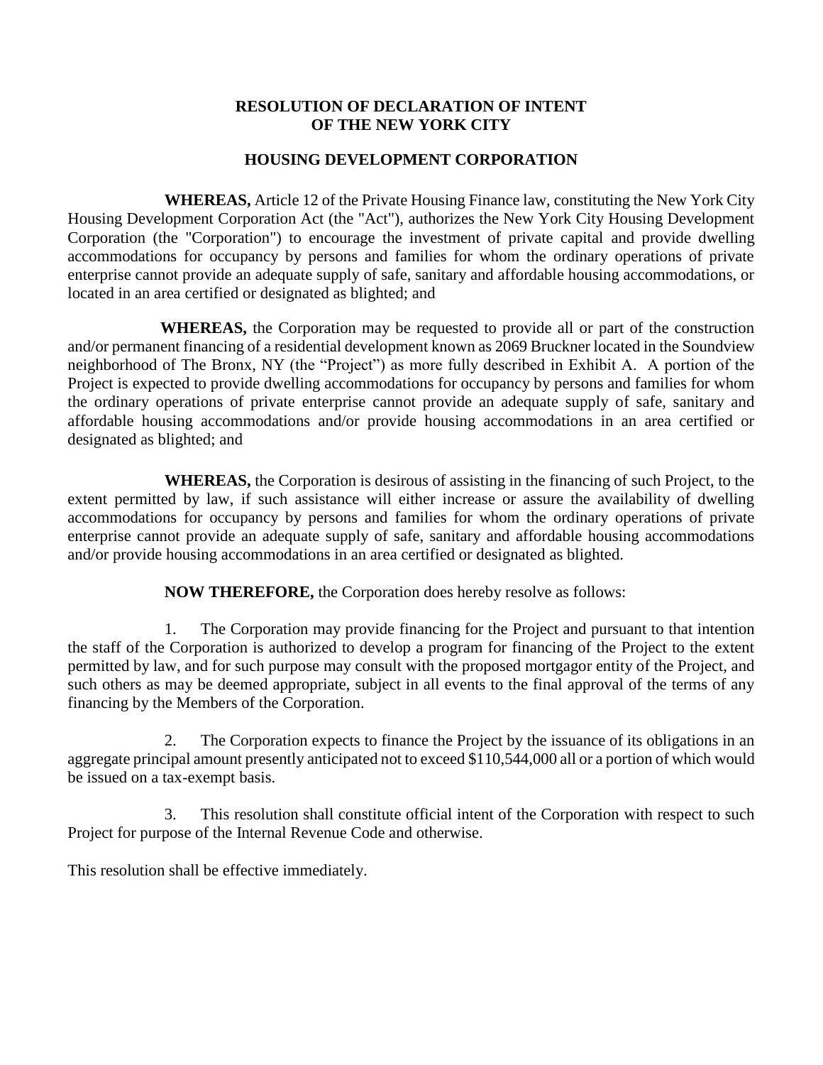# RESOLUTION OF DECLARATION OF INTENT OF THE NEW YORK CITY

## HOUSING DEVELOPMENT CORPORATION

**WHEREAS,** Article 12 of the Private Housing Finance law, constituting the New York City Housing Development Corporation Act (the "Act"), authorizes the New York City Housing Development Corporation (the "Corporation") to encourage the investment of private capital and provide dwelling accommodations for occupancy by persons and families for whom the ordinary operations of private enterprise cannot provide an adequate supply of safe, sanitary and affordable housing accommodations, or located in an area certified or designated as blighted; and

**WHEREAS,** the Corporation may be requested to provide all or part of the construction and/or permanent financing of a residential development known as 2069 Bruckner located in the Soundview neighborhood of The Bronx, NY (the "Project") as more fully described in Exhibit A. A portion of the Project is expected to provide dwelling accommodations for occupancy by persons and families for whom the ordinary operations of private enterprise cannot provide an adequate supply of safe, sanitary and affordable housing accommodations and/or provide housing accommodations in an area certified or designated as blighted; and

**WHEREAS,** the Corporation is desirous of assisting in the financing of such Project, to the extent permitted by law, if such assistance will either increase or assure the availability of dwelling accommodations for occupancy by persons and families for whom the ordinary operations of private enterprise cannot provide an adequate supply of safe, sanitary and affordable housing accommodations and/or provide housing accommodations in an area certified or designated as blighted.

**NOW THEREFORE,** the Corporation does hereby resolve as follows:

1. The Corporation may provide financing for the Project and pursuant to that intention the staff of the Corporation is authorized to develop a program for financing of the Project to the extent permitted by law, and for such purpose may consult with the proposed mortgagor entity of the Project, and such others as may be deemed appropriate, subject in all events to the final approval of the terms of any financing by the Members of the Corporation.

2. The Corporation expects to finance the Project by the issuance of its obligations in an aggregate principal amount presently anticipated not to exceed $110,544,000 all or a portion of which would be issued on a tax-exempt basis.

3. This resolution shall constitute official intent of the Corporation with respect to such Project for purpose of the Internal Revenue Code and otherwise.

This resolution shall be effective immediately.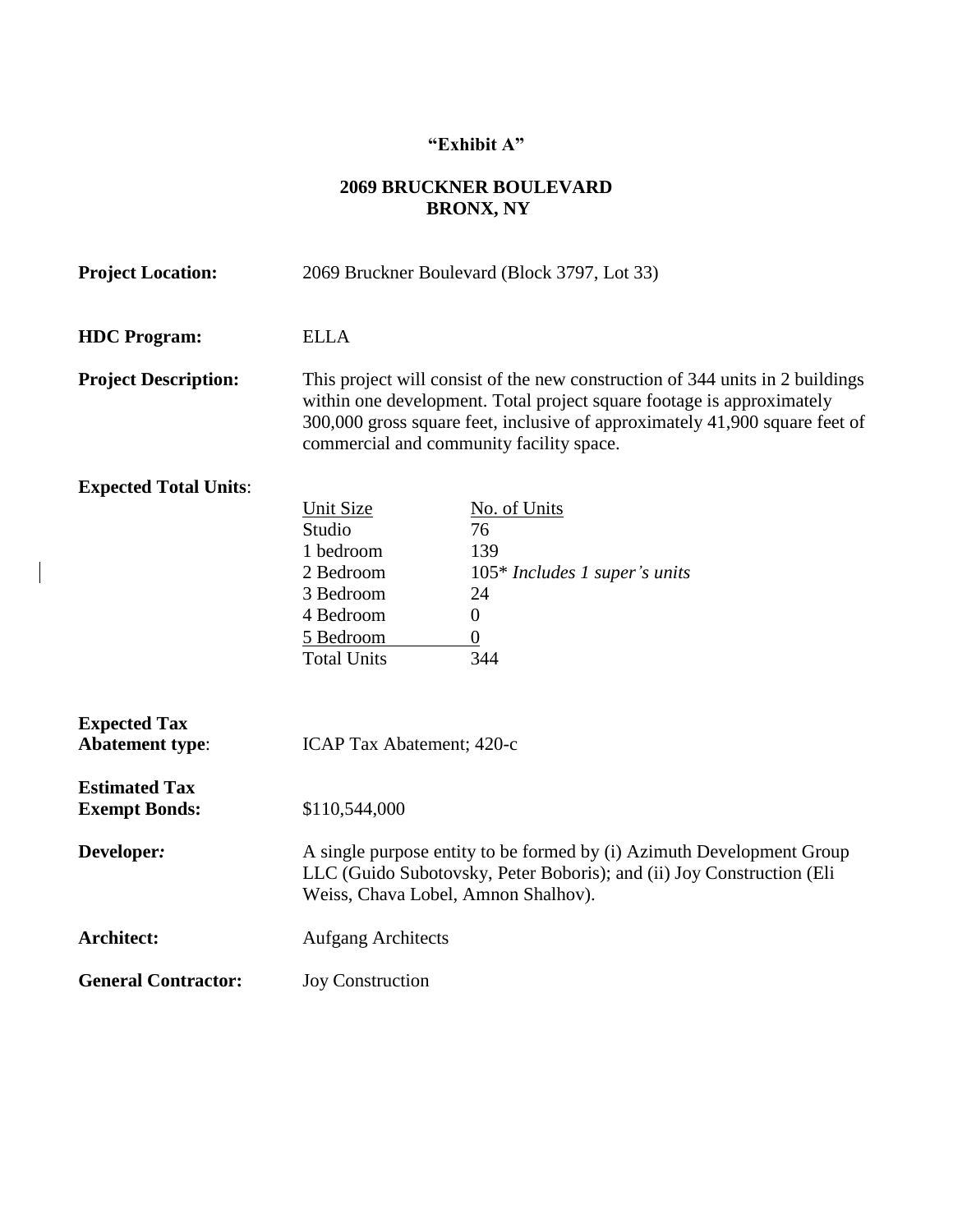**"Exhibit A"**

**2069 BRUCKNER BOULEVARD**
**BRONX, NY**

**Project Location:** 2069 Bruckner Boulevard (Block 3797, Lot 33)

**HDC Program:** ELLA

**Project Description:** This project will consist of the new construction of 344 units in 2 buildings within one development. Total project square footage is approximately 300,000 gross square feet, inclusive of approximately 41,900 square feet of commercial and community facility space.

**Expected Total Units**:

| Unit Size | No. of Units |
|---|---|
| Studio | 76 |
| 1 bedroom | 139 |
| 2 Bedroom | 105* *Includes 1 super's units* |
| 3 Bedroom | 24 |
| 4 Bedroom | 0 |
| 5 Bedroom | 0 |
| Total Units | 344 |

**Expected Tax Abatement type**: ICAP Tax Abatement; 420-c

**Estimated Tax Exempt Bonds:** $110,544,000

**Developer:** A single purpose entity to be formed by (i) Azimuth Development Group LLC (Guido Subotovsky, Peter Boboris); and (ii) Joy Construction (Eli Weiss, Chava Lobel, Amnon Shalhov).

**Architect:** Aufgang Architects

**General Contractor:** Joy Construction